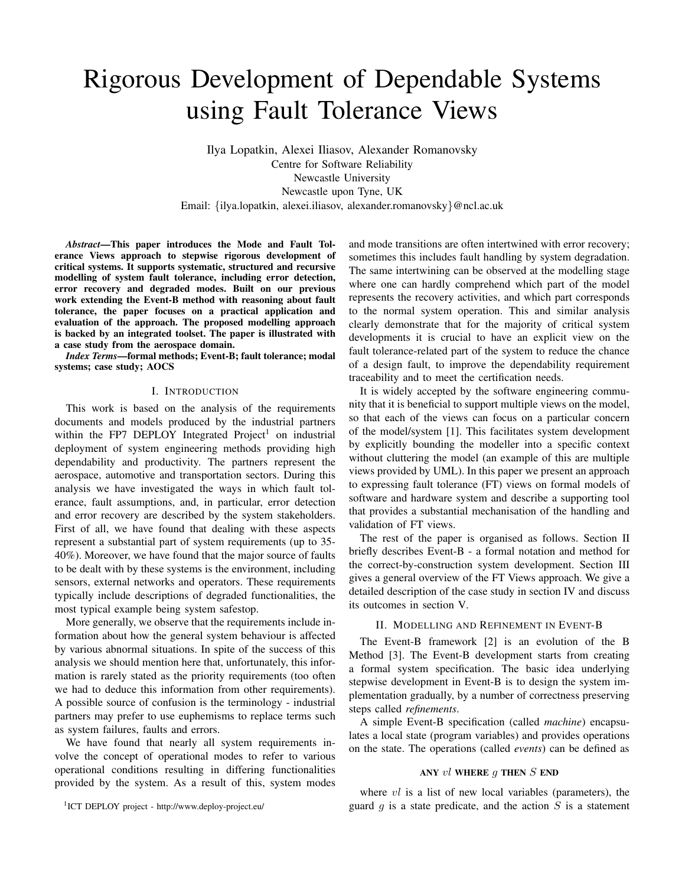# Rigorous Development of Dependable Systems using Fault Tolerance Views

Ilya Lopatkin, Alexei Iliasov, Alexander Romanovsky
Centre for Software Reliability
Newcastle University
Newcastle upon Tyne, UK
Email: {ilya.lopatkin, alexei.iliasov, alexander.romanovsky}@ncl.ac.uk

***Abstract*—This paper introduces the Mode and Fault Tolerance Views approach to stepwise rigorous development of critical systems. It supports systematic, structured and recursive modelling of system fault tolerance, including error detection, error recovery and degraded modes. Built on our previous work extending the Event-B method with reasoning about fault tolerance, the paper focuses on a practical application and evaluation of the approach. The proposed modelling approach is backed by an integrated toolset. The paper is illustrated with a case study from the aerospace domain.**

***Index Terms*—formal methods; Event-B; fault tolerance; modal systems; case study; AOCS**

## I. Introduction

This work is based on the analysis of the requirements documents and models produced by the industrial partners within the FP7 DEPLOY Integrated Project[1] on industrial deployment of system engineering methods providing high dependability and productivity. The partners represent the aerospace, automotive and transportation sectors. During this analysis we have investigated the ways in which fault tolerance, fault assumptions, and, in particular, error detection and error recovery are described by the system stakeholders. First of all, we have found that dealing with these aspects represent a substantial part of system requirements (up to 35-40%). Moreover, we have found that the major source of faults to be dealt with by these systems is the environment, including sensors, external networks and operators. These requirements typically include descriptions of degraded functionalities, the most typical example being system safestop.

More generally, we observe that the requirements include information about how the general system behaviour is affected by various abnormal situations. In spite of the success of this analysis we should mention here that, unfortunately, this information is rarely stated as the priority requirements (too often we had to deduce this information from other requirements). A possible source of confusion is the terminology - industrial partners may prefer to use euphemisms to replace terms such as system failures, faults and errors.

We have found that nearly all system requirements involve the concept of operational modes to refer to various operational conditions resulting in differing functionalities provided by the system. As a result of this, system modes and mode transitions are often intertwined with error recovery; sometimes this includes fault handling by system degradation. The same intertwining can be observed at the modelling stage where one can hardly comprehend which part of the model represents the recovery activities, and which part corresponds to the normal system operation. This and similar analysis clearly demonstrate that for the majority of critical system developments it is crucial to have an explicit view on the fault tolerance-related part of the system to reduce the chance of a design fault, to improve the dependability requirement traceability and to meet the certification needs.

It is widely accepted by the software engineering community that it is beneficial to support multiple views on the model, so that each of the views can focus on a particular concern of the model/system [1]. This facilitates system development by explicitly bounding the modeller into a specific context without cluttering the model (an example of this are multiple views provided by UML). In this paper we present an approach to expressing fault tolerance (FT) views on formal models of software and hardware system and describe a supporting tool that provides a substantial mechanisation of the handling and validation of FT views.

The rest of the paper is organised as follows. Section II briefly describes Event-B - a formal notation and method for the correct-by-construction system development. Section III gives a general overview of the FT Views approach. We give a detailed description of the case study in section IV and discuss its outcomes in section V.

## II. Modelling and Refinement in Event-B

The Event-B framework [2] is an evolution of the B Method [3]. The Event-B development starts from creating a formal system specification. The basic idea underlying stepwise development in Event-B is to design the system implementation gradually, by a number of correctness preserving steps called *refinements*.

A simple Event-B specification (called *machine*) encapsulates a local state (program variables) and provides operations on the state. The operations (called *events*) can be defined as

**ANY** $vl$ **WHERE** $g$ **THEN** $S$ **END**

where $vl$ is a list of new local variables (parameters), the guard $g$ is a state predicate, and the action $S$ is a statement

[1] ICT DEPLOY project - http://www.deploy-project.eu/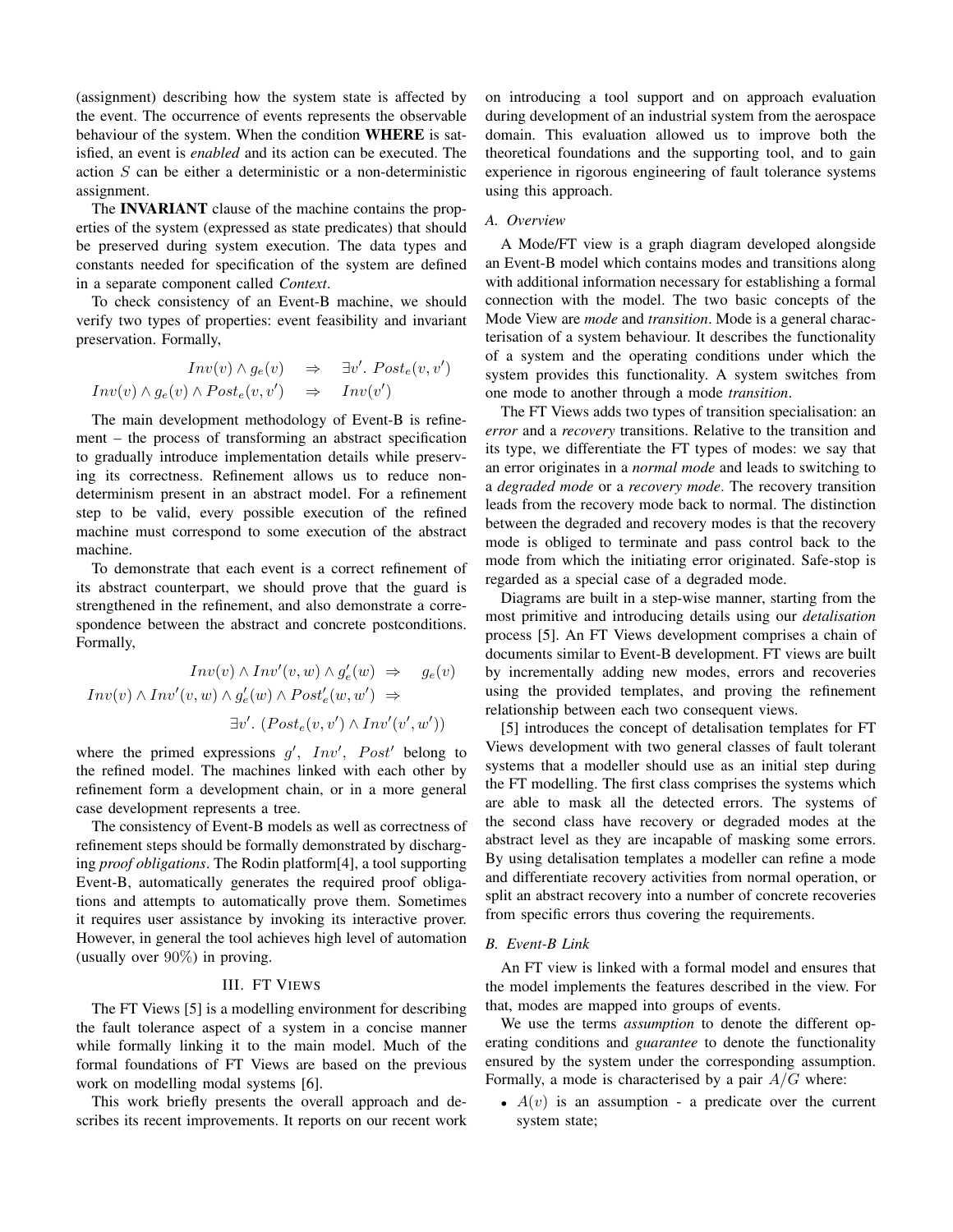(assignment) describing how the system state is affected by the event. The occurrence of events represents the observable behaviour of the system. When the condition **WHERE** is satisfied, an event is *enabled* and its action can be executed. The action $S$ can be either a deterministic or a non-deterministic assignment.

The **INVARIANT** clause of the machine contains the properties of the system (expressed as state predicates) that should be preserved during system execution. The data types and constants needed for specification of the system are defined in a separate component called *Context*.

To check consistency of an Event-B machine, we should verify two types of properties: event feasibility and invariant preservation. Formally,

$$
\begin{aligned}
Inv(v) \land g_e(v) \quad &\Rightarrow \quad \exists v'.\ Post_e(v, v') \\
Inv(v) \land g_e(v) \land Post_e(v, v') \quad &\Rightarrow \quad Inv(v')
\end{aligned}
$$

The main development methodology of Event-B is refinement – the process of transforming an abstract specification to gradually introduce implementation details while preserving its correctness. Refinement allows us to reduce non-determinism present in an abstract model. For a refinement step to be valid, every possible execution of the refined machine must correspond to some execution of the abstract machine.

To demonstrate that each event is a correct refinement of its abstract counterpart, we should prove that the guard is strengthened in the refinement, and also demonstrate a correspondence between the abstract and concrete postconditions. Formally,

$$
\begin{aligned}
Inv(v) \land Inv'(v, w) \land g'_e(w) \ &\Rightarrow \quad g_e(v) \\
Inv(v) \land Inv'(v, w) \land g'_e(w) \land Post'_e(w, w') \ &\Rightarrow \\
&\exists v'.\ (Post_e(v, v') \land Inv'(v', w'))
\end{aligned}
$$

where the primed expressions $g'$, $Inv'$, $Post'$ belong to the refined model. The machines linked with each other by refinement form a development chain, or in a more general case development represents a tree.

The consistency of Event-B models as well as correctness of refinement steps should be formally demonstrated by discharging *proof obligations*. The Rodin platform[4], a tool supporting Event-B, automatically generates the required proof obligations and attempts to automatically prove them. Sometimes it requires user assistance by invoking its interactive prover. However, in general the tool achieves high level of automation (usually over 90%) in proving.

## III. FT Views

The FT Views [5] is a modelling environment for describing the fault tolerance aspect of a system in a concise manner while formally linking it to the main model. Much of the formal foundations of FT Views are based on the previous work on modelling modal systems [6].

This work briefly presents the overall approach and describes its recent improvements. It reports on our recent work on introducing a tool support and on approach evaluation during development of an industrial system from the aerospace domain. This evaluation allowed us to improve both the theoretical foundations and the supporting tool, and to gain experience in rigorous engineering of fault tolerance systems using this approach.

### A. Overview

A Mode/FT view is a graph diagram developed alongside an Event-B model which contains modes and transitions along with additional information necessary for establishing a formal connection with the model. The two basic concepts of the Mode View are *mode* and *transition*. Mode is a general characterisation of a system behaviour. It describes the functionality of a system and the operating conditions under which the system provides this functionality. A system switches from one mode to another through a mode *transition*.

The FT Views adds two types of transition specialisation: an *error* and a *recovery* transitions. Relative to the transition and its type, we differentiate the FT types of modes: we say that an error originates in a *normal mode* and leads to switching to a *degraded mode* or a *recovery mode*. The recovery transition leads from the recovery mode back to normal. The distinction between the degraded and recovery modes is that the recovery mode is obliged to terminate and pass control back to the mode from which the initiating error originated. Safe-stop is regarded as a special case of a degraded mode.

Diagrams are built in a step-wise manner, starting from the most primitive and introducing details using our *detalisation* process [5]. An FT Views development comprises a chain of documents similar to Event-B development. FT views are built by incrementally adding new modes, errors and recoveries using the provided templates, and proving the refinement relationship between each two consequent views.

[5] introduces the concept of detalisation templates for FT Views development with two general classes of fault tolerant systems that a modeller should use as an initial step during the FT modelling. The first class comprises the systems which are able to mask all the detected errors. The systems of the second class have recovery or degraded modes at the abstract level as they are incapable of masking some errors. By using detalisation templates a modeller can refine a mode and differentiate recovery activities from normal operation, or split an abstract recovery into a number of concrete recoveries from specific errors thus covering the requirements.

### B. Event-B Link

An FT view is linked with a formal model and ensures that the model implements the features described in the view. For that, modes are mapped into groups of events.

We use the terms *assumption* to denote the different operating conditions and *guarantee* to denote the functionality ensured by the system under the corresponding assumption. Formally, a mode is characterised by a pair $A/G$ where:

- $A(v)$ is an assumption - a predicate over the current system state;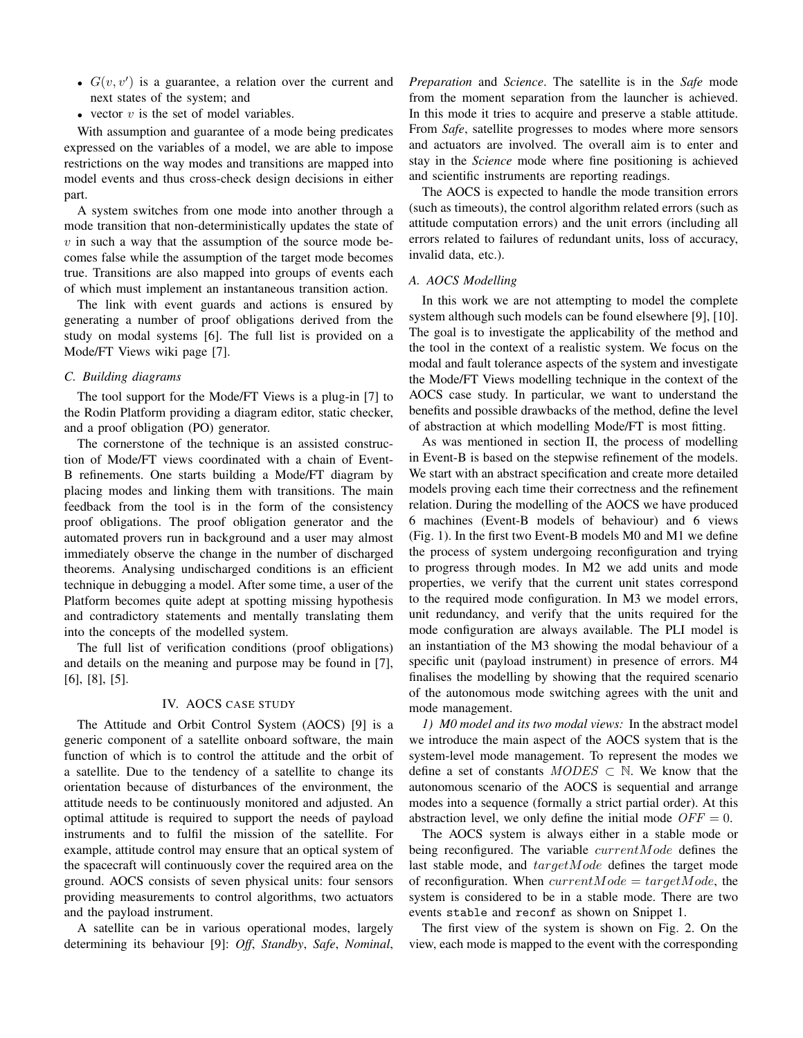- $G(v, v')$ is a guarantee, a relation over the current and next states of the system; and
- vector $v$ is the set of model variables.

With assumption and guarantee of a mode being predicates expressed on the variables of a model, we are able to impose restrictions on the way modes and transitions are mapped into model events and thus cross-check design decisions in either part.

A system switches from one mode into another through a mode transition that non-deterministically updates the state of $v$ in such a way that the assumption of the source mode becomes false while the assumption of the target mode becomes true. Transitions are also mapped into groups of events each of which must implement an instantaneous transition action.

The link with event guards and actions is ensured by generating a number of proof obligations derived from the study on modal systems [6]. The full list is provided on a Mode/FT Views wiki page [7].

### C. Building diagrams

The tool support for the Mode/FT Views is a plug-in [7] to the Rodin Platform providing a diagram editor, static checker, and a proof obligation (PO) generator.

The cornerstone of the technique is an assisted construction of Mode/FT views coordinated with a chain of Event-B refinements. One starts building a Mode/FT diagram by placing modes and linking them with transitions. The main feedback from the tool is in the form of the consistency proof obligations. The proof obligation generator and the automated provers run in background and a user may almost immediately observe the change in the number of discharged theorems. Analysing undischarged conditions is an efficient technique in debugging a model. After some time, a user of the Platform becomes quite adept at spotting missing hypothesis and contradictory statements and mentally translating them into the concepts of the modelled system.

The full list of verification conditions (proof obligations) and details on the meaning and purpose may be found in [7], [6], [8], [5].

## IV. AOCS CASE STUDY

The Attitude and Orbit Control System (AOCS) [9] is a generic component of a satellite onboard software, the main function of which is to control the attitude and the orbit of a satellite. Due to the tendency of a satellite to change its orientation because of disturbances of the environment, the attitude needs to be continuously monitored and adjusted. An optimal attitude is required to support the needs of payload instruments and to fulfil the mission of the satellite. For example, attitude control may ensure that an optical system of the spacecraft will continuously cover the required area on the ground. AOCS consists of seven physical units: four sensors providing measurements to control algorithms, two actuators and the payload instrument.

A satellite can be in various operational modes, largely determining its behaviour [9]: *Off*, *Standby*, *Safe*, *Nominal*, *Preparation* and *Science*. The satellite is in the *Safe* mode from the moment separation from the launcher is achieved. In this mode it tries to acquire and preserve a stable attitude. From *Safe*, satellite progresses to modes where more sensors and actuators are involved. The overall aim is to enter and stay in the *Science* mode where fine positioning is achieved and scientific instruments are reporting readings.

The AOCS is expected to handle the mode transition errors (such as timeouts), the control algorithm related errors (such as attitude computation errors) and the unit errors (including all errors related to failures of redundant units, loss of accuracy, invalid data, etc.).

### A. AOCS Modelling

In this work we are not attempting to model the complete system although such models can be found elsewhere [9], [10]. The goal is to investigate the applicability of the method and the tool in the context of a realistic system. We focus on the modal and fault tolerance aspects of the system and investigate the Mode/FT Views modelling technique in the context of the AOCS case study. In particular, we want to understand the benefits and possible drawbacks of the method, define the level of abstraction at which modelling Mode/FT is most fitting.

As was mentioned in section II, the process of modelling in Event-B is based on the stepwise refinement of the models. We start with an abstract specification and create more detailed models proving each time their correctness and the refinement relation. During the modelling of the AOCS we have produced 6 machines (Event-B models of behaviour) and 6 views (Fig. 1). In the first two Event-B models M0 and M1 we define the process of system undergoing reconfiguration and trying to progress through modes. In M2 we add units and mode properties, we verify that the current unit states correspond to the required mode configuration. In M3 we model errors, unit redundancy, and verify that the units required for the mode configuration are always available. The PLI model is an instantiation of the M3 showing the modal behaviour of a specific unit (payload instrument) in presence of errors. M4 finalises the modelling by showing that the required scenario of the autonomous mode switching agrees with the unit and mode management.

*1) M0 model and its two modal views:* In the abstract model we introduce the main aspect of the AOCS system that is the system-level mode management. To represent the modes we define a set of constants $MODES \subset \mathbb{N}$. We know that the autonomous scenario of the AOCS is sequential and arrange modes into a sequence (formally a strict partial order). At this abstraction level, we only define the initial mode $OFF = 0$.

The AOCS system is always either in a stable mode or being reconfigured. The variable $currentMode$ defines the last stable mode, and $targetMode$ defines the target mode of reconfiguration. When $currentMode = targetMode$, the system is considered to be in a stable mode. There are two events `stable` and `reconf` as shown on Snippet 1.

The first view of the system is shown on Fig. 2. On the view, each mode is mapped to the event with the corresponding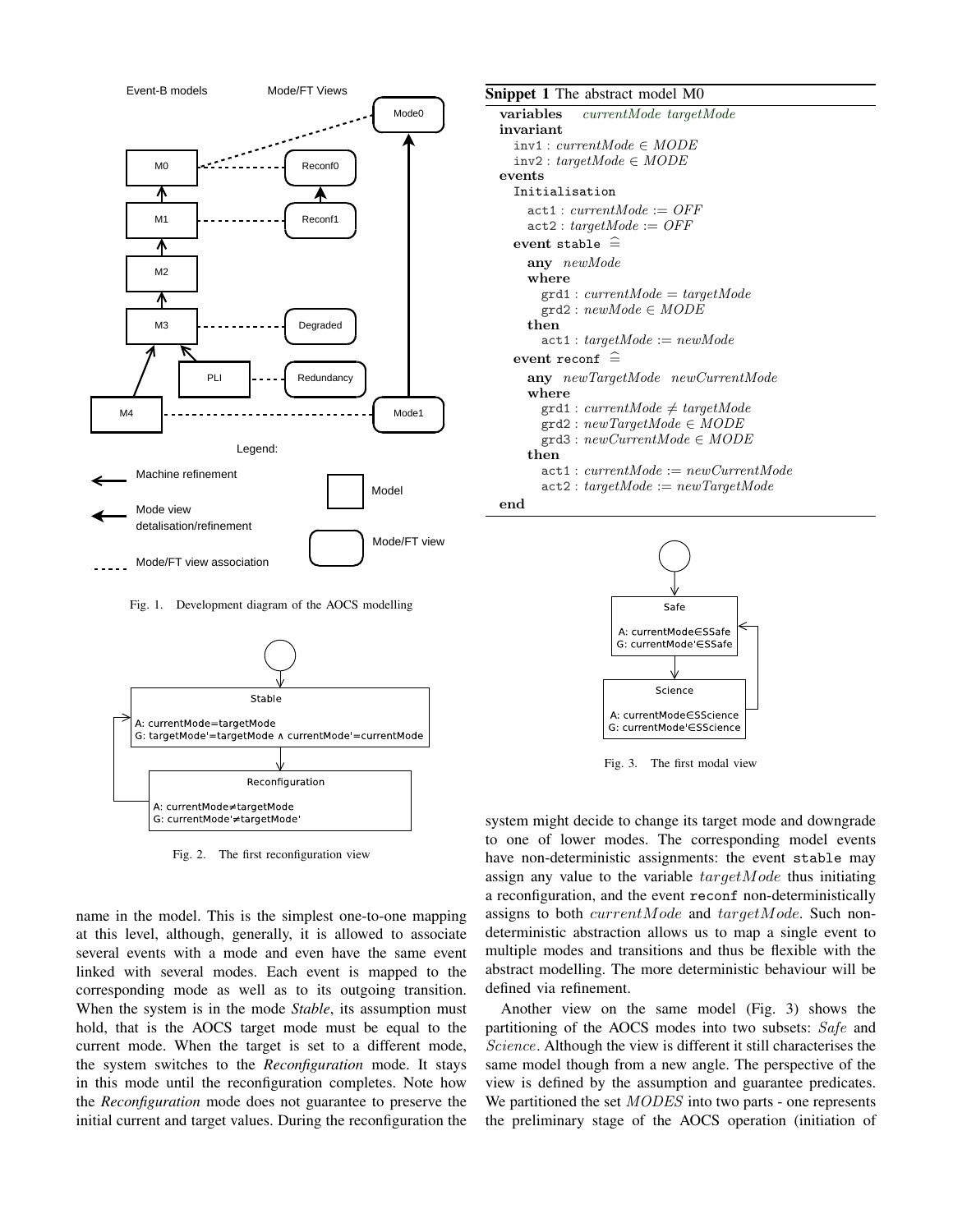Fig. 1. Development diagram of the AOCS modelling

Fig. 2. The first reconfiguration view

name in the model. This is the simplest one-to-one mapping at this level, although, generally, it is allowed to associate several events with a mode and even have the same event linked with several modes. Each event is mapped to the corresponding mode as well as to its outgoing transition. When the system is in the mode *Stable*, its assumption must hold, that is the AOCS target mode must be equal to the current mode. When the target is set to a different mode, the system switches to the *Reconfiguration* mode. It stays in this mode until the reconfiguration completes. Note how the *Reconfiguration* mode does not guarantee to preserve the initial current and target values. During the reconfiguration the

**Snippet 1** The abstract model M0

```
variables   currentMode targetMode
invariant
  inv1 : currentMode ∈ MODE
  inv2 : targetMode ∈ MODE
events
  Initialisation
    act1 : currentMode := OFF
    act2 : targetMode := OFF
  event stable ≙
    any newMode
    where
      grd1 : currentMode = targetMode
      grd2 : newMode ∈ MODE
    then
      act1 : targetMode := newMode
  event reconf ≙
    any newTargetMode newCurrentMode
    where
      grd1 : currentMode ≠ targetMode
      grd2 : newTargetMode ∈ MODE
      grd3 : newCurrentMode ∈ MODE
    then
      act1 : currentMode := newCurrentMode
      act2 : targetMode := newTargetMode
end
```

Fig. 3. The first modal view

system might decide to change its target mode and downgrade to one of lower modes. The corresponding model events have non-deterministic assignments: the event `stable` may assign any value to the variable $targetMode$ thus initiating a reconfiguration, and the event `reconf` non-deterministically assigns to both $currentMode$ and $targetMode$. Such non-deterministic abstraction allows us to map a single event to multiple modes and transitions and thus be flexible with the abstract modelling. The more deterministic behaviour will be defined via refinement.

Another view on the same model (Fig. 3) shows the partitioning of the AOCS modes into two subsets: $Safe$ and $Science$. Although the view is different it still characterises the same model though from a new angle. The perspective of the view is defined by the assumption and guarantee predicates. We partitioned the set $MODES$ into two parts - one represents the preliminary stage of the AOCS operation (initiation of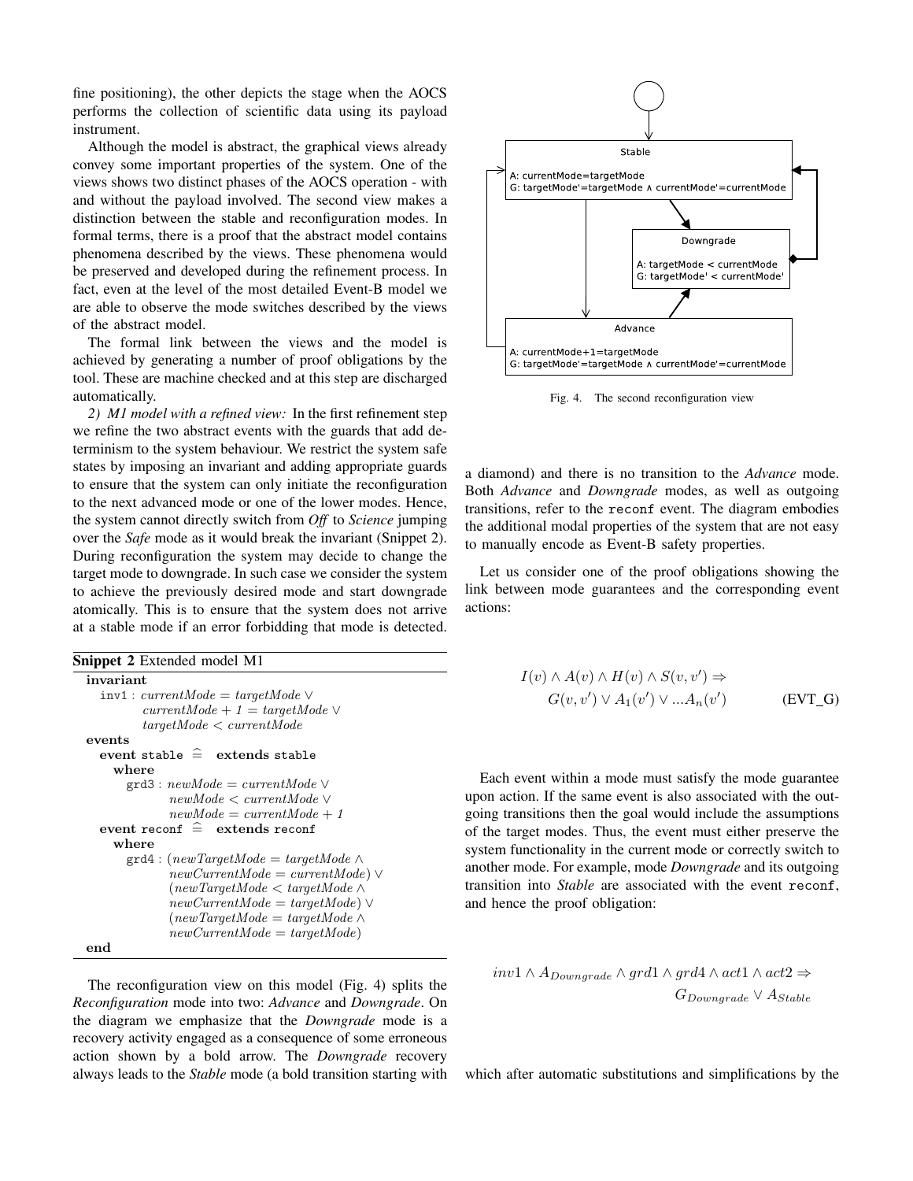fine positioning), the other depicts the stage when the AOCS performs the collection of scientific data using its payload instrument.

Although the model is abstract, the graphical views already convey some important properties of the system. One of the views shows two distinct phases of the AOCS operation - with and without the payload involved. The second view makes a distinction between the stable and reconfiguration modes. In formal terms, there is a proof that the abstract model contains phenomena described by the views. These phenomena would be preserved and developed during the refinement process. In fact, even at the level of the most detailed Event-B model we are able to observe the mode switches described by the views of the abstract model.

The formal link between the views and the model is achieved by generating a number of proof obligations by the tool. These are machine checked and at this step are discharged automatically.

*2) M1 model with a refined view:* In the first refinement step we refine the two abstract events with the guards that add determinism to the system behaviour. We restrict the system safe states by imposing an invariant and adding appropriate guards to ensure that the system can only initiate the reconfiguration to the next advanced mode or one of the lower modes. Hence, the system cannot directly switch from *Off* to *Science* jumping over the *Safe* mode as it would break the invariant (Snippet 2). During reconfiguration the system may decide to change the target mode to downgrade. In such case we consider the system to achieve the previously desired mode and start downgrade atomically. This is to ensure that the system does not arrive at a stable mode if an error forbidding that mode is detected.

**Snippet 2** Extended model M1

```
invariant
  inv1 : currentMode = targetMode ∨
         currentMode + 1 = targetMode ∨
         targetMode < currentMode
events
  event stable ≙ extends stable
    where
      grd3 : newMode = currentMode ∨
             newMode < currentMode ∨
             newMode = currentMode + 1
  event reconf ≙ extends reconf
    where
      grd4 : (newTargetMode = targetMode ∧
             newCurrentMode = currentMode) ∨
             (newTargetMode < targetMode ∧
             newCurrentMode = targetMode) ∨
             (newTargetMode = targetMode ∧
             newCurrentMode = targetMode)
end
```

Stable
A: currentMode=targetMode
G: targetMode'=targetMode ∧ currentMode'=currentMode

Downgrade
A: targetMode < currentMode
G: targetMode' < currentMode'

Advance
A: currentMode+1=targetMode
G: targetMode'=targetMode ∧ currentMode'=currentMode

Fig. 4. The second reconfiguration view

The reconfiguration view on this model (Fig. 4) splits the *Reconfiguration* mode into two: *Advance* and *Downgrade*. On the diagram we emphasize that the *Downgrade* mode is a recovery activity engaged as a consequence of some erroneous action shown by a bold arrow. The *Downgrade* recovery always leads to the *Stable* mode (a bold transition starting with a diamond) and there is no transition to the *Advance* mode. Both *Advance* and *Downgrade* modes, as well as outgoing transitions, refer to the `reconf` event. The diagram embodies the additional modal properties of the system that are not easy to manually encode as Event-B safety properties.

Let us consider one of the proof obligations showing the link between mode guarantees and the corresponding event actions:

$$I(v) \wedge A(v) \wedge H(v) \wedge S(v, v') \Rightarrow$$
$$G(v, v') \vee A_1(v') \vee ... A_n(v') \qquad \text{(EVT\_G)}$$

Each event within a mode must satisfy the mode guarantee upon action. If the same event is also associated with the outgoing transitions then the goal would include the assumptions of the target modes. Thus, the event must either preserve the system functionality in the current mode or correctly switch to another mode. For example, mode *Downgrade* and its outgoing transition into *Stable* are associated with the event `reconf`, and hence the proof obligation:

$$inv1 \wedge A_{Downgrade} \wedge grd1 \wedge grd4 \wedge act1 \wedge act2 \Rightarrow$$
$$G_{Downgrade} \vee A_{Stable}$$

which after automatic substitutions and simplifications by the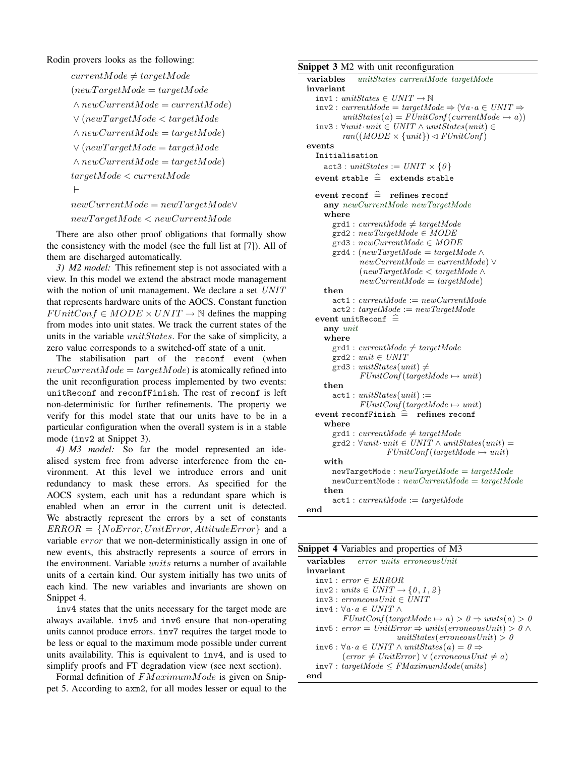Rodin provers looks as the following:

$$
\begin{aligned}
& currentMode \neq targetMode \\
& (newTargetMode = targetMode \\
& \wedge newCurrentMode = currentMode) \\
& \vee (newTargetMode < targetMode \\
& \wedge newCurrentMode = targetMode) \\
& \vee (newTargetMode = targetMode \\
& \wedge newCurrentMode = targetMode) \\
& targetMode < currentMode \\
& \vdash \\
& newCurrentMode = newTargetMode \vee \\
& newTargetMode < newCurrentMode
\end{aligned}
$$

There are also other proof obligations that formally show the consistency with the model (see the full list at [7]). All of them are discharged automatically.

*3) M2 model:* This refinement step is not associated with a view. In this model we extend the abstract mode management with the notion of unit management. We declare a set $UNIT$ that represents hardware units of the AOCS. Constant function $FUnitConf \in MODE \times UNIT \rightarrow \mathbb{N}$ defines the mapping from modes into unit states. We track the current states of the units in the variable $unitStates$. For the sake of simplicity, a zero value corresponds to a switched-off state of a unit.

The stabilisation part of the `reconf` event (when $newCurrentMode = targetMode$) is atomically refined into the unit reconfiguration process implemented by two events: `unitReconf` and `reconfFinish`. The rest of `reconf` is left non-deterministic for further refinements. The property we verify for this model state that our units have to be in a particular configuration when the overall system is in a stable mode (`inv2` at Snippet 3).

*4) M3 model:* So far the model represented an idealised system free from adverse interference from the environment. At this level we introduce errors and unit redundancy to mask these errors. As specified for the AOCS system, each unit has a redundant spare which is enabled when an error in the current unit is detected. We abstractly represent the errors by a set of constants $ERROR = \{NoError, UnitError, AttitudeError\}$ and a variable $error$ that we non-deterministically assign in one of new events, this abstractly represents a source of errors in the environment. Variable $units$ returns a number of available units of a certain kind. Our system initially has two units of each kind. The new variables and invariants are shown on Snippet 4.

`inv4` states that the units necessary for the target mode are always available. `inv5` and `inv6` ensure that non-operating units cannot produce errors. `inv7` requires the target mode to be less or equal to the maximum mode possible under current units availability. This is equivalent to `inv4`, and is used to simplify proofs and FT degradation view (see next section).

Formal definition of $FMaximumMode$ is given on Snippet 5. According to `axm2`, for all modes lesser or equal to the

**Snippet 3** M2 with unit reconfiguration

```
variables   unitStates currentMode targetMode
invariant
  inv1 : unitStates ∈ UNIT → ℕ
  inv2 : currentMode = targetMode ⇒ (∀a·a ∈ UNIT ⇒
         unitStates(a) = FUnitConf(currentMode ↦ a))
  inv3 : ∀unit·unit ∈ UNIT ∧ unitStates(unit) ∈
         ran((MODE × {unit}) ◁ FUnitConf)
events
  Initialisation
    act3 : unitStates := UNIT × {0}
  event stable ≙ extends stable

  event reconf ≙ refines reconf
    any newCurrentMode newTargetMode
    where
      grd1 : currentMode ≠ targetMode
      grd2 : newTargetMode ∈ MODE
      grd3 : newCurrentMode ∈ MODE
      grd4 : (newTargetMode = targetMode ∧
             newCurrentMode = currentMode) ∨
             (newTargetMode < targetMode ∧
             newCurrentMode = targetMode)
    then
      act1 : currentMode := newCurrentMode
      act2 : targetMode := newTargetMode
  event unitReconf ≙
    any unit
    where
      grd1 : currentMode ≠ targetMode
      grd2 : unit ∈ UNIT
      grd3 : unitStates(unit) ≠
             FUnitConf(targetMode ↦ unit)
    then
      act1 : unitStates(unit) :=
             FUnitConf(targetMode ↦ unit)
  event reconfFinish ≙ refines reconf
    where
      grd1 : currentMode ≠ targetMode
      grd2 : ∀unit·unit ∈ UNIT ∧ unitStates(unit) =
                  FUnitConf(targetMode ↦ unit)
    with
      newTargetMode : newTargetMode = targetMode
      newCurrentMode : newCurrentMode = targetMode
    then
      act1 : currentMode := targetMode
end
```

**Snippet 4** Variables and properties of M3

```
variables   error units erroneousUnit
invariant
  inv1 : error ∈ ERROR
  inv2 : units ∈ UNIT → {0, 1, 2}
  inv3 : erroneousUnit ∈ UNIT
  inv4 : ∀a·a ∈ UNIT ∧
         FUnitConf(targetMode ↦ a) > 0 ⇒ units(a) > 0
  inv5 : error = UnitError ⇒ units(erroneousUnit) > 0 ∧
                          unitStates(erroneousUnit) > 0
  inv6 : ∀a·a ∈ UNIT ∧ unitStates(a) = 0 ⇒
         (error ≠ UnitError) ∨ (erroneousUnit ≠ a)
  inv7 : targetMode ≤ FMaximumMode(units)
end
```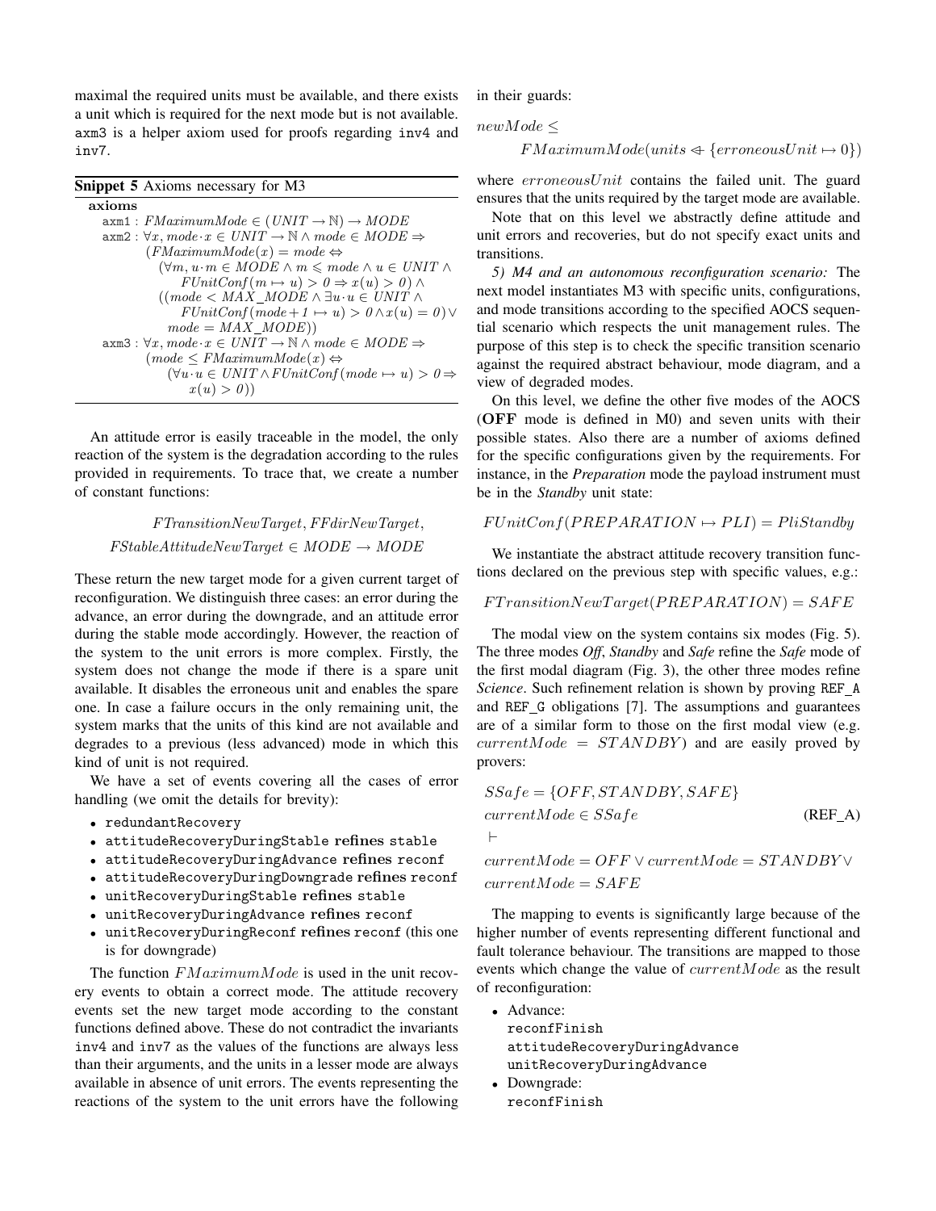maximal the required units must be available, and there exists a unit which is required for the next mode but is not available. axm3 is a helper axiom used for proofs regarding inv4 and inv7.

**Snippet 5** Axioms necessary for M3

**axioms**

$$
\begin{aligned}
&\texttt{axm1}: FMaximumMode \in (UNIT \to \mathbb{N}) \to MODE \\
&\texttt{axm2}: \forall x, mode \cdot x \in UNIT \to \mathbb{N} \land mode \in MODE \Rightarrow \\
&\quad (FMaximumMode(x) = mode \Leftrightarrow \\
&\quad\quad (\forall m, u \cdot m \in MODE \land m \leqslant mode \land u \in UNIT \land \\
&\quad\quad\quad FUnitConf(m \mapsto u) > 0 \Rightarrow x(u) > 0) \land \\
&\quad\quad ((mode < MAX\_MODE \land \exists u \cdot u \in UNIT \land \\
&\quad\quad\quad FUnitConf(mode + 1 \mapsto u) > 0 \land x(u) = 0) \lor \\
&\quad\quad mode = MAX\_MODE)) \\
&\texttt{axm3}: \forall x, mode \cdot x \in UNIT \to \mathbb{N} \land mode \in MODE \Rightarrow \\
&\quad (mode \leq FMaximumMode(x) \Leftrightarrow \\
&\quad\quad (\forall u \cdot u \in UNIT \land FUnitConf(mode \mapsto u) > 0 \Rightarrow \\
&\quad\quad\quad x(u) > 0))
\end{aligned}
$$

An attitude error is easily traceable in the model, the only reaction of the system is the degradation according to the rules provided in requirements. To trace that, we create a number of constant functions:

$$
\begin{gathered}
FTransitionNewTarget, FFdirNewTarget, \\
FStableAttitudeNewTarget \in MODE \to MODE
\end{gathered}
$$

These return the new target mode for a given current target of reconfiguration. We distinguish three cases: an error during the advance, an error during the downgrade, and an attitude error during the stable mode accordingly. However, the reaction of the system to the unit errors is more complex. Firstly, the system does not change the mode if there is a spare unit available. It disables the erroneous unit and enables the spare one. In case a failure occurs in the only remaining unit, the system marks that the units of this kind are not available and degrades to a previous (less advanced) mode in which this kind of unit is not required.

We have a set of events covering all the cases of error handling (we omit the details for brevity):

- redundantRecovery
- attitudeRecoveryDuringStable **refines** stable
- attitudeRecoveryDuringAdvance **refines** reconf
- attitudeRecoveryDuringDowngrade **refines** reconf
- unitRecoveryDuringStable **refines** stable
- unitRecoveryDuringAdvance **refines** reconf
- unitRecoveryDuringReconf **refines** reconf (this one is for downgrade)

The function $FMaximumMode$ is used in the unit recovery events to obtain a correct mode. The attitude recovery events set the new target mode according to the constant functions defined above. These do not contradict the invariants inv4 and inv7 as the values of the functions are always less than their arguments, and the units in a lesser mode are always available in absence of unit errors. The events representing the reactions of the system to the unit errors have the following in their guards:

$$
\begin{aligned}
&newMode \leq \\
&\quad FMaximumMode(units \lhd\!\!- \{erroneousUnit \mapsto 0\})
\end{aligned}
$$

where $erroneousUnit$ contains the failed unit. The guard ensures that the units required by the target mode are available.

Note that on this level we abstractly define attitude and unit errors and recoveries, but do not specify exact units and transitions.

*5) M4 and an autonomous reconfiguration scenario:* The next model instantiates M3 with specific units, configurations, and mode transitions according to the specified AOCS sequential scenario which respects the unit management rules. The purpose of this step is to check the specific transition scenario against the required abstract behaviour, mode diagram, and a view of degraded modes.

On this level, we define the other five modes of the AOCS (**OFF** mode is defined in M0) and seven units with their possible states. Also there are a number of axioms defined for the specific configurations given by the requirements. For instance, in the *Preparation* mode the payload instrument must be in the *Standby* unit state:

$$FUnitConf(PREPARATION \mapsto PLI) = PliStandby$$

We instantiate the abstract attitude recovery transition functions declared on the previous step with specific values, e.g.:

$$FTransitionNewTarget(PREPARATION) = SAFE$$

The modal view on the system contains six modes (Fig. 5). The three modes *Off*, *Standby* and *Safe* refine the *Safe* mode of the first modal diagram (Fig. 3), the other three modes refine *Science*. Such refinement relation is shown by proving REF_A and REF_G obligations [7]. The assumptions and guarantees are of a similar form to those on the first modal view (e.g. $currentMode = STANDBY$) and are easily proved by provers:

$$
\begin{aligned}
&SSafe = \{OFF, STANDBY, SAFE\} \\
&currentMode \in SSafe \qquad\qquad \text{(REF\_A)} \\
&\vdash \\
&currentMode = OFF \lor currentMode = STANDBY \lor \\
&currentMode = SAFE
\end{aligned}
$$

The mapping to events is significantly large because of the higher number of events representing different functional and fault tolerance behaviour. The transitions are mapped to those events which change the value of $currentMode$ as the result of reconfiguration:

- Advance:
  reconfFinish
  attitudeRecoveryDuringAdvance
  unitRecoveryDuringAdvance
- Downgrade:
  reconfFinish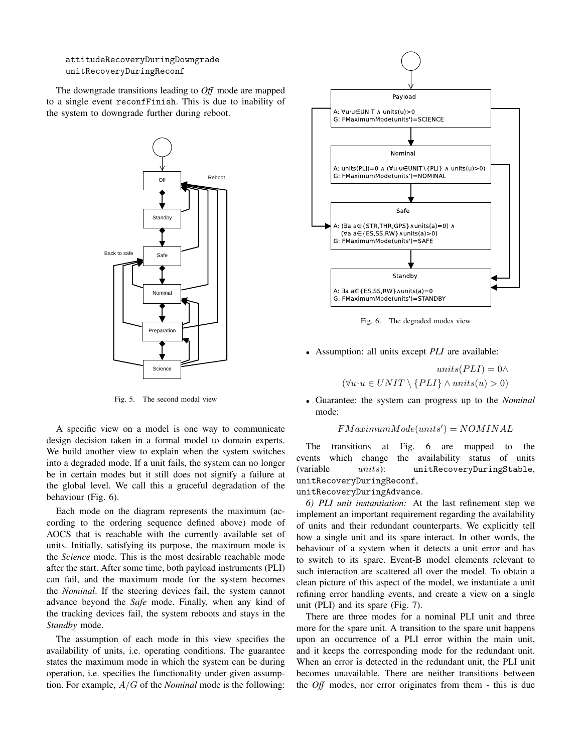```
attitudeRecoveryDuringDowngrade
unitRecoveryDuringReconf
```

The downgrade transitions leading to *Off* mode are mapped to a single event `reconfFinish`. This is due to inability of the system to downgrade further during reboot.

Fig. 5. The second modal view

A specific view on a model is one way to communicate design decision taken in a formal model to domain experts. We build another view to explain when the system switches into a degraded mode. If a unit fails, the system can no longer be in certain modes but it still does not signify a failure at the global level. We call this a graceful degradation of the behaviour (Fig. 6).

Each mode on the diagram represents the maximum (according to the ordering sequence defined above) mode of AOCS that is reachable with the currently available set of units. Initially, satisfying its purpose, the maximum mode is the *Science* mode. This is the most desirable reachable mode after the start. After some time, both payload instruments (PLI) can fail, and the maximum mode for the system becomes the *Nominal*. If the steering devices fail, the system cannot advance beyond the *Safe* mode. Finally, when any kind of the tracking devices fail, the system reboots and stays in the *Standby* mode.

The assumption of each mode in this view specifies the availability of units, i.e. operating conditions. The guarantee states the maximum mode in which the system can be during operation, i.e. specifies the functionality under given assumption. For example, $A/G$ of the *Nominal* mode is the following:

Fig. 6. The degraded modes view

- Assumption: all units except *PLI* are available:

$$units(PLI) = 0 \wedge$$
$$(\forall u \cdot u \in UNIT \setminus \{PLI\} \wedge units(u) > 0)$$

- Guarantee: the system can progress up to the *Nominal* mode:

$$FMaximumMode(units') = NOMINAL$$

The transitions at Fig. 6 are mapped to the events which change the availability status of units (variable $units$): `unitRecoveryDuringStable`, `unitRecoveryDuringReconf`, `unitRecoveryDuringAdvance`.

*6) PLI unit instantiation:* At the last refinement step we implement an important requirement regarding the availability of units and their redundant counterparts. We explicitly tell how a single unit and its spare interact. In other words, the behaviour of a system when it detects a unit error and has to switch to its spare. Event-B model elements relevant to such interaction are scattered all over the model. To obtain a clean picture of this aspect of the model, we instantiate a unit refining error handling events, and create a view on a single unit (PLI) and its spare (Fig. 7).

There are three modes for a nominal PLI unit and three more for the spare unit. A transition to the spare unit happens upon an occurrence of a PLI error within the main unit, and it keeps the corresponding mode for the redundant unit. When an error is detected in the redundant unit, the PLI unit becomes unavailable. There are neither transitions between the *Off* modes, nor error originates from them - this is due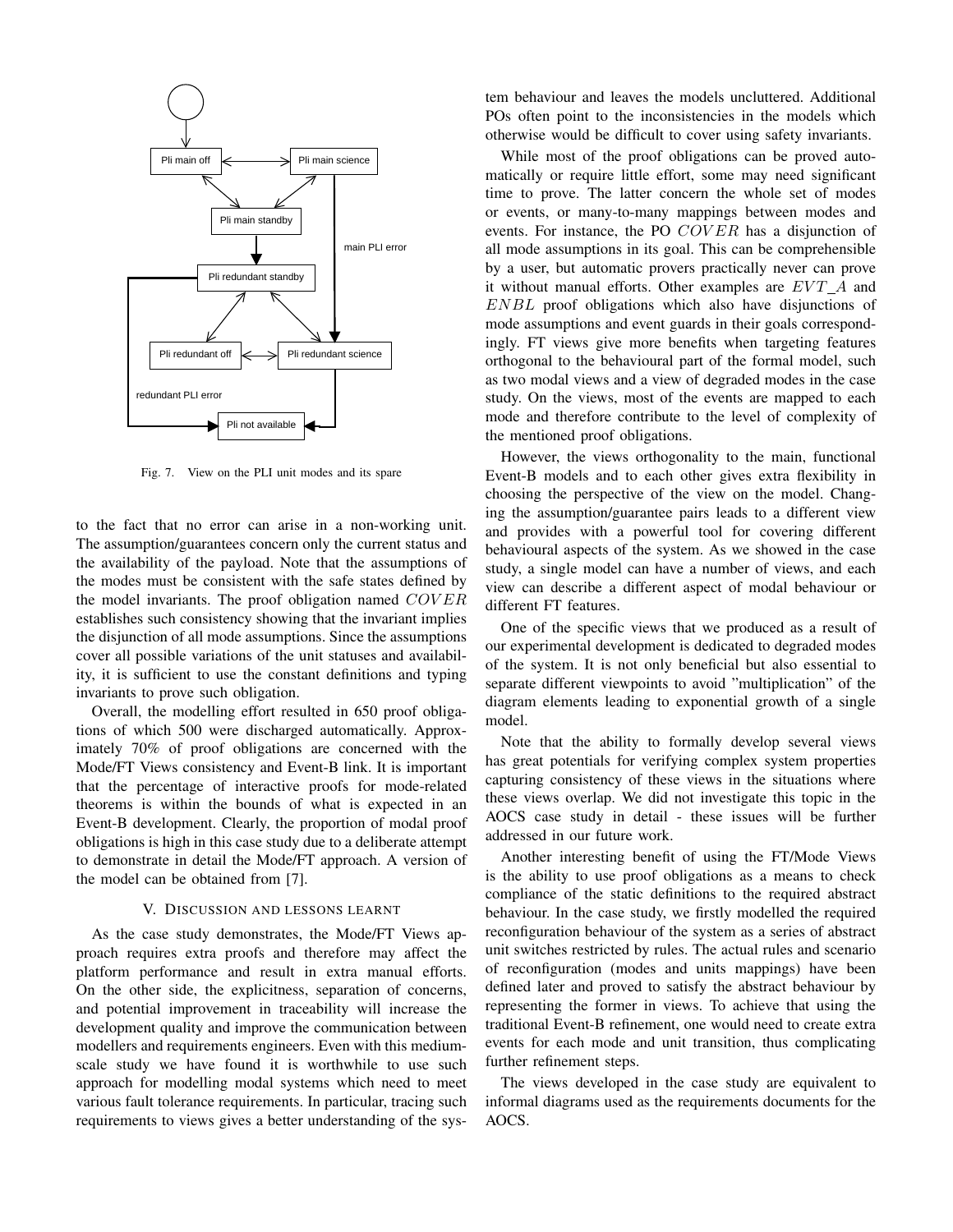Fig. 7. View on the PLI unit modes and its spare

to the fact that no error can arise in a non-working unit. The assumption/guarantees concern only the current status and the availability of the payload. Note that the assumptions of the modes must be consistent with the safe states defined by the model invariants. The proof obligation named $COVER$ establishes such consistency showing that the invariant implies the disjunction of all mode assumptions. Since the assumptions cover all possible variations of the unit statuses and availability, it is sufficient to use the constant definitions and typing invariants to prove such obligation.

Overall, the modelling effort resulted in 650 proof obligations of which 500 were discharged automatically. Approximately 70% of proof obligations are concerned with the Mode/FT Views consistency and Event-B link. It is important that the percentage of interactive proofs for mode-related theorems is within the bounds of what is expected in an Event-B development. Clearly, the proportion of modal proof obligations is high in this case study due to a deliberate attempt to demonstrate in detail the Mode/FT approach. A version of the model can be obtained from [7].

## V. Discussion and Lessons Learnt

As the case study demonstrates, the Mode/FT Views approach requires extra proofs and therefore may affect the platform performance and result in extra manual efforts. On the other side, the explicitness, separation of concerns, and potential improvement in traceability will increase the development quality and improve the communication between modellers and requirements engineers. Even with this medium-scale study we have found it is worthwhile to use such approach for modelling modal systems which need to meet various fault tolerance requirements. In particular, tracing such requirements to views gives a better understanding of the system behaviour and leaves the models uncluttered. Additional POs often point to the inconsistencies in the models which otherwise would be difficult to cover using safety invariants.

While most of the proof obligations can be proved automatically or require little effort, some may need significant time to prove. The latter concern the whole set of modes or events, or many-to-many mappings between modes and events. For instance, the PO $COVER$ has a disjunction of all mode assumptions in its goal. This can be comprehensible by a user, but automatic provers practically never can prove it without manual efforts. Other examples are $EVT\_A$ and $ENBL$ proof obligations which also have disjunctions of mode assumptions and event guards in their goals correspondingly. FT views give more benefits when targeting features orthogonal to the behavioural part of the formal model, such as two modal views and a view of degraded modes in the case study. On the views, most of the events are mapped to each mode and therefore contribute to the level of complexity of the mentioned proof obligations.

However, the views orthogonality to the main, functional Event-B models and to each other gives extra flexibility in choosing the perspective of the view on the model. Changing the assumption/guarantee pairs leads to a different view and provides with a powerful tool for covering different behavioural aspects of the system. As we showed in the case study, a single model can have a number of views, and each view can describe a different aspect of modal behaviour or different FT features.

One of the specific views that we produced as a result of our experimental development is dedicated to degraded modes of the system. It is not only beneficial but also essential to separate different viewpoints to avoid "multiplication" of the diagram elements leading to exponential growth of a single model.

Note that the ability to formally develop several views has great potentials for verifying complex system properties capturing consistency of these views in the situations where these views overlap. We did not investigate this topic in the AOCS case study in detail - these issues will be further addressed in our future work.

Another interesting benefit of using the FT/Mode Views is the ability to use proof obligations as a means to check compliance of the static definitions to the required abstract behaviour. In the case study, we firstly modelled the required reconfiguration behaviour of the system as a series of abstract unit switches restricted by rules. The actual rules and scenario of reconfiguration (modes and units mappings) have been defined later and proved to satisfy the abstract behaviour by representing the former in views. To achieve that using the traditional Event-B refinement, one would need to create extra events for each mode and unit transition, thus complicating further refinement steps.

The views developed in the case study are equivalent to informal diagrams used as the requirements documents for the AOCS.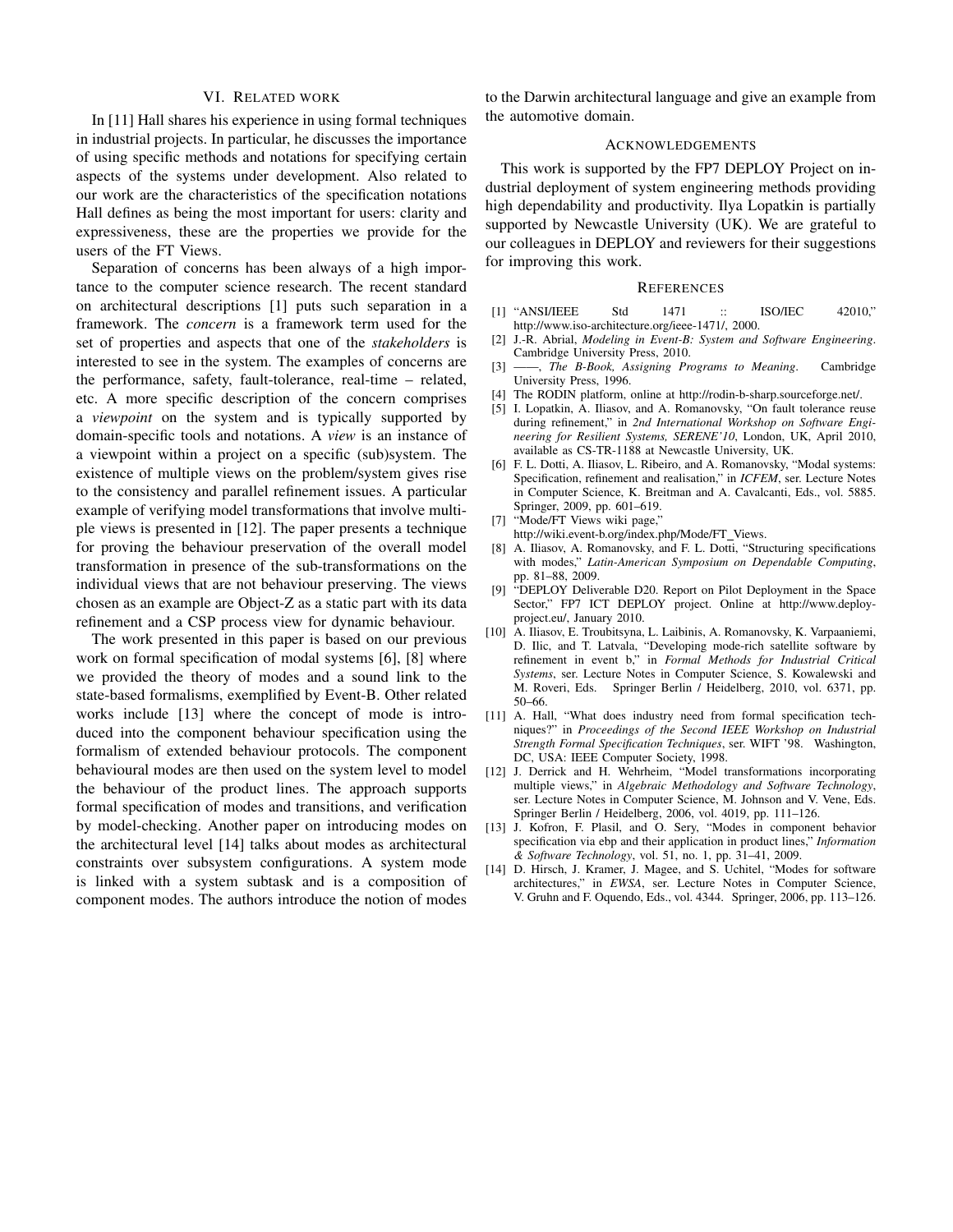## VI. Related work

In [11] Hall shares his experience in using formal techniques in industrial projects. In particular, he discusses the importance of using specific methods and notations for specifying certain aspects of the systems under development. Also related to our work are the characteristics of the specification notations Hall defines as being the most important for users: clarity and expressiveness, these are the properties we provide for the users of the FT Views.

Separation of concerns has been always of a high importance to the computer science research. The recent standard on architectural descriptions [1] puts such separation in a framework. The *concern* is a framework term used for the set of properties and aspects that one of the *stakeholders* is interested to see in the system. The examples of concerns are the performance, safety, fault-tolerance, real-time – related, etc. A more specific description of the concern comprises a *viewpoint* on the system and is typically supported by domain-specific tools and notations. A *view* is an instance of a viewpoint within a project on a specific (sub)system. The existence of multiple views on the problem/system gives rise to the consistency and parallel refinement issues. A particular example of verifying model transformations that involve multiple views is presented in [12]. The paper presents a technique for proving the behaviour preservation of the overall model transformation in presence of the sub-transformations on the individual views that are not behaviour preserving. The views chosen as an example are Object-Z as a static part with its data refinement and a CSP process view for dynamic behaviour.

The work presented in this paper is based on our previous work on formal specification of modal systems [6], [8] where we provided the theory of modes and a sound link to the state-based formalisms, exemplified by Event-B. Other related works include [13] where the concept of mode is introduced into the component behaviour specification using the formalism of extended behaviour protocols. The component behavioural modes are then used on the system level to model the behaviour of the product lines. The approach supports formal specification of modes and transitions, and verification by model-checking. Another paper on introducing modes on the architectural level [14] talks about modes as architectural constraints over subsystem configurations. A system mode is linked with a system subtask and is a composition of component modes. The authors introduce the notion of modes to the Darwin architectural language and give an example from the automotive domain.

## Acknowledgements

This work is supported by the FP7 DEPLOY Project on industrial deployment of system engineering methods providing high dependability and productivity. Ilya Lopatkin is partially supported by Newcastle University (UK). We are grateful to our colleagues in DEPLOY and reviewers for their suggestions for improving this work.

## References

[1] "ANSI/IEEE Std 1471 :: ISO/IEC 42010," http://www.iso-architecture.org/ieee-1471/, 2000.

[2] J.-R. Abrial, *Modeling in Event-B: System and Software Engineering*. Cambridge University Press, 2010.

[3] ——, *The B-Book, Assigning Programs to Meaning*. Cambridge University Press, 1996.

[4] The RODIN platform, online at http://rodin-b-sharp.sourceforge.net/.

[5] I. Lopatkin, A. Iliasov, and A. Romanovsky, "On fault tolerance reuse during refinement," in *2nd International Workshop on Software Engineering for Resilient Systems, SERENE'10*, London, UK, April 2010, available as CS-TR-1188 at Newcastle University, UK.

[6] F. L. Dotti, A. Iliasov, L. Ribeiro, and A. Romanovsky, "Modal systems: Specification, refinement and realisation," in *ICFEM*, ser. Lecture Notes in Computer Science, K. Breitman and A. Cavalcanti, Eds., vol. 5885. Springer, 2009, pp. 601–619.

[7] "Mode/FT Views wiki page," http://wiki.event-b.org/index.php/Mode/FT_Views.

[8] A. Iliasov, A. Romanovsky, and F. L. Dotti, "Structuring specifications with modes," *Latin-American Symposium on Dependable Computing*, pp. 81–88, 2009.

[9] "DEPLOY Deliverable D20. Report on Pilot Deployment in the Space Sector," FP7 ICT DEPLOY project. Online at http://www.deploy-project.eu/, January 2010.

[10] A. Iliasov, E. Troubitsyna, L. Laibinis, A. Romanovsky, K. Varpaaniemi, D. Ilic, and T. Latvala, "Developing mode-rich satellite software by refinement in event b," in *Formal Methods for Industrial Critical Systems*, ser. Lecture Notes in Computer Science, S. Kowalewski and M. Roveri, Eds. Springer Berlin / Heidelberg, 2010, vol. 6371, pp. 50–66.

[11] A. Hall, "What does industry need from formal specification techniques?" in *Proceedings of the Second IEEE Workshop on Industrial Strength Formal Specification Techniques*, ser. WIFT '98. Washington, DC, USA: IEEE Computer Society, 1998.

[12] J. Derrick and H. Wehrheim, "Model transformations incorporating multiple views," in *Algebraic Methodology and Software Technology*, ser. Lecture Notes in Computer Science, M. Johnson and V. Vene, Eds. Springer Berlin / Heidelberg, 2006, vol. 4019, pp. 111–126.

[13] J. Kofron, F. Plasil, and O. Sery, "Modes in component behavior specification via ebp and their application in product lines," *Information & Software Technology*, vol. 51, no. 1, pp. 31–41, 2009.

[14] D. Hirsch, J. Kramer, J. Magee, and S. Uchitel, "Modes for software architectures," in *EWSA*, ser. Lecture Notes in Computer Science, V. Gruhn and F. Oquendo, Eds., vol. 4344. Springer, 2006, pp. 113–126.